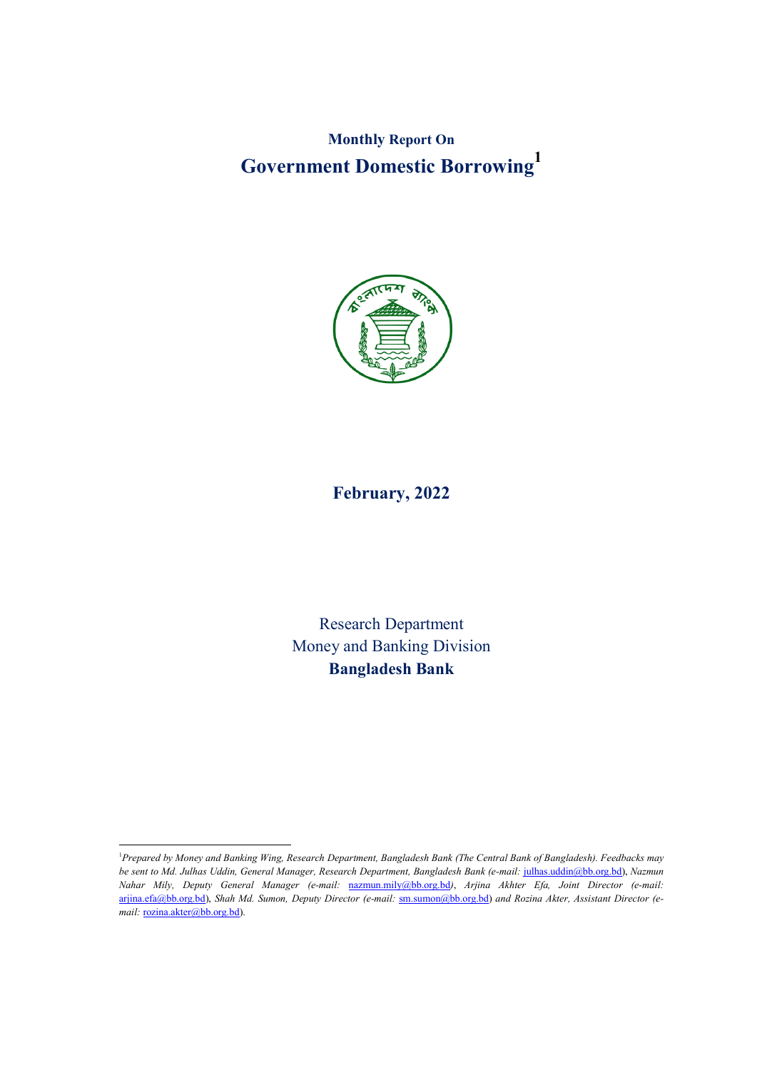**Monthly Report On**

# Government Domestic Borrowing[1]

## February, 2022

Research Department

Money and Banking Division

**Bangladesh Bank**

---

[1]*Prepared by Money and Banking Wing, Research Department, Bangladesh Bank (The Central Bank of Bangladesh). Feedbacks may be sent to Md. Julhas Uddin, General Manager, Research Department, Bangladesh Bank (e-mail:* julhas.uddin@bb.org.bd*), Nazmun Nahar Mily, Deputy General Manager (e-mail:* nazmun.mily@bb.org.bd*), Arjina Akhter Efa, Joint Director (e-mail:* arjina.efa@bb.org.bd*), Shah Md. Sumon, Deputy Director (e-mail:* sm.sumon@bb.org.bd*) and Rozina Akter, Assistant Director (e-mail:* rozina.akter@bb.org.bd*).*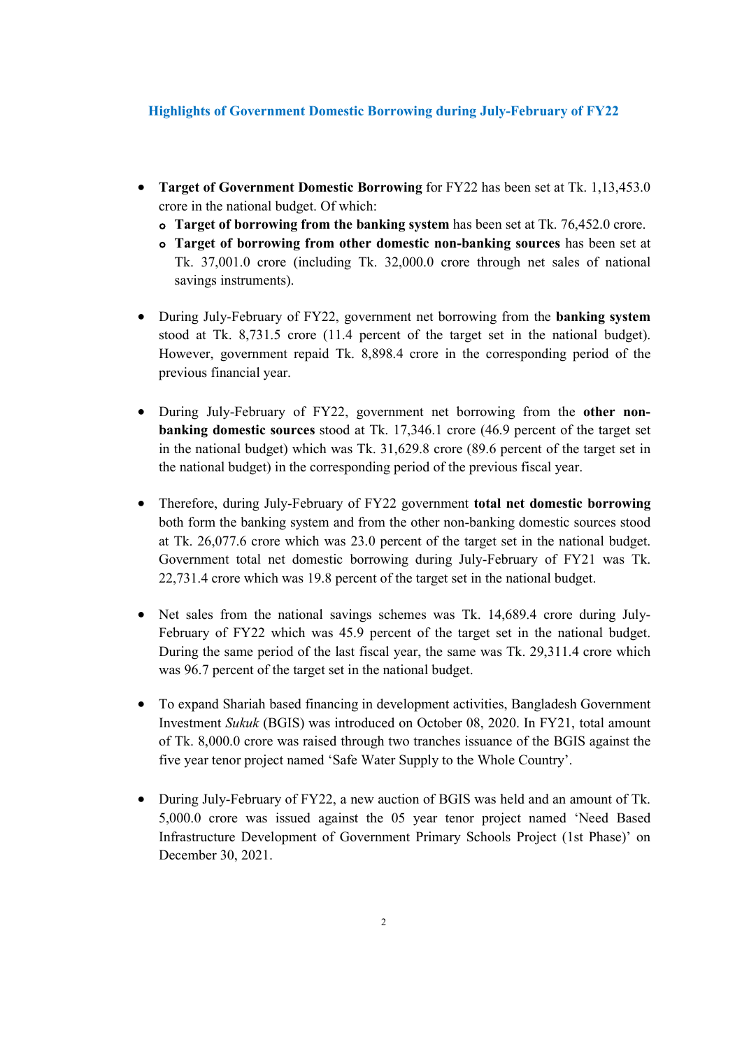## Highlights of Government Domestic Borrowing during July-February of FY22

- **Target of Government Domestic Borrowing** for FY22 has been set at Tk. 1,13,453.0 crore in the national budget. Of which:
  - **Target of borrowing from the banking system** has been set at Tk. 76,452.0 crore.
  - **Target of borrowing from other domestic non-banking sources** has been set at Tk. 37,001.0 crore (including Tk. 32,000.0 crore through net sales of national savings instruments).

- During July-February of FY22, government net borrowing from the **banking system** stood at Tk. 8,731.5 crore (11.4 percent of the target set in the national budget). However, government repaid Tk. 8,898.4 crore in the corresponding period of the previous financial year.

- During July-February of FY22, government net borrowing from the **other non-banking domestic sources** stood at Tk. 17,346.1 crore (46.9 percent of the target set in the national budget) which was Tk. 31,629.8 crore (89.6 percent of the target set in the national budget) in the corresponding period of the previous fiscal year.

- Therefore, during July-February of FY22 government **total net domestic borrowing** both form the banking system and from the other non-banking domestic sources stood at Tk. 26,077.6 crore which was 23.0 percent of the target set in the national budget. Government total net domestic borrowing during July-February of FY21 was Tk. 22,731.4 crore which was 19.8 percent of the target set in the national budget.

- Net sales from the national savings schemes was Tk. 14,689.4 crore during July-February of FY22 which was 45.9 percent of the target set in the national budget. During the same period of the last fiscal year, the same was Tk. 29,311.4 crore which was 96.7 percent of the target set in the national budget.

- To expand Shariah based financing in development activities, Bangladesh Government Investment *Sukuk* (BGIS) was introduced on October 08, 2020. In FY21, total amount of Tk. 8,000.0 crore was raised through two tranches issuance of the BGIS against the five year tenor project named 'Safe Water Supply to the Whole Country'.

- During July-February of FY22, a new auction of BGIS was held and an amount of Tk. 5,000.0 crore was issued against the 05 year tenor project named 'Need Based Infrastructure Development of Government Primary Schools Project (1st Phase)' on December 30, 2021.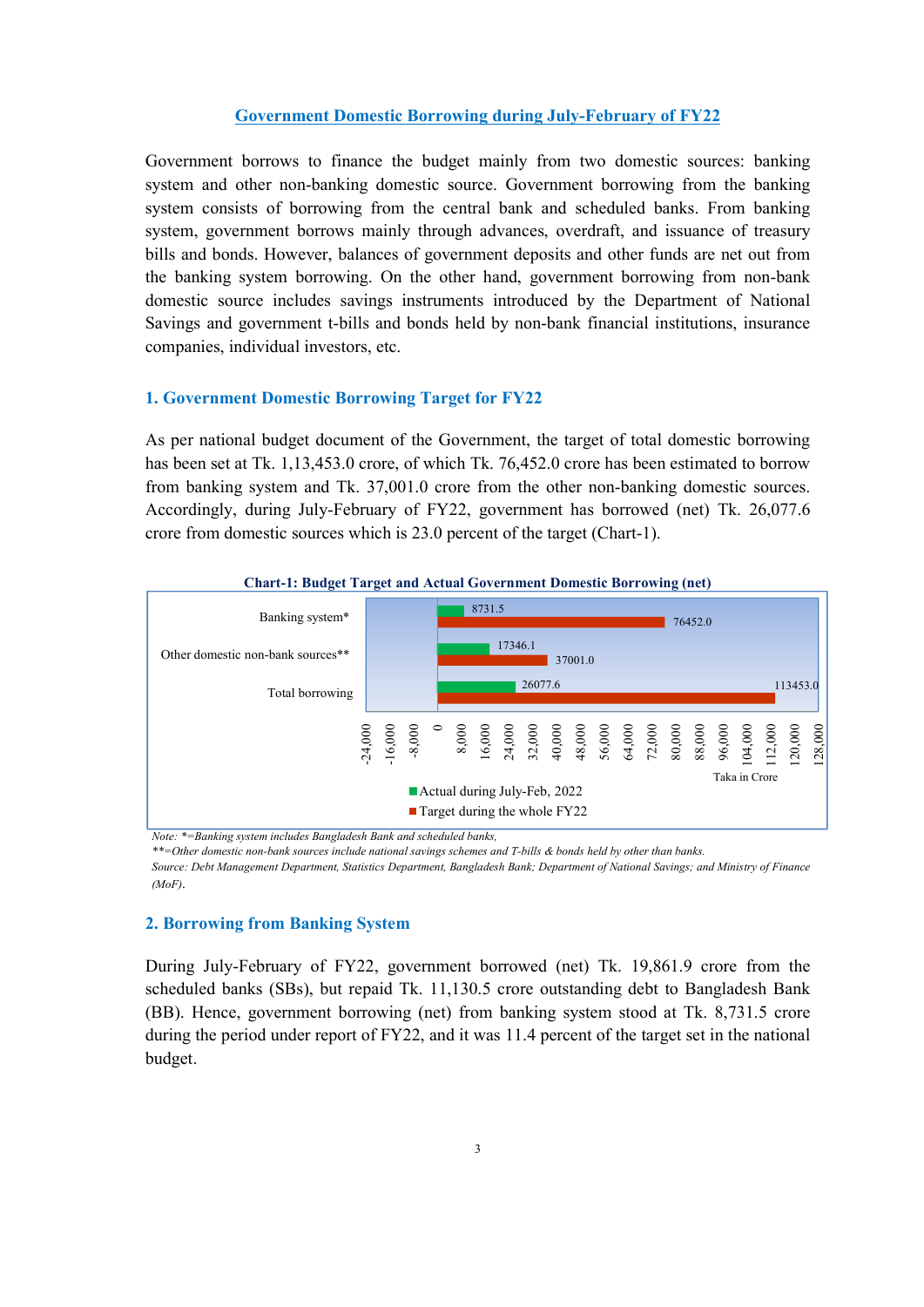# Government Domestic Borrowing during July-February of FY22

Government borrows to finance the budget mainly from two domestic sources: banking system and other non-banking domestic source. Government borrowing from the banking system consists of borrowing from the central bank and scheduled banks. From banking system, government borrows mainly through advances, overdraft, and issuance of treasury bills and bonds. However, balances of government deposits and other funds are net out from the banking system borrowing. On the other hand, government borrowing from non-bank domestic source includes savings instruments introduced by the Department of National Savings and government t-bills and bonds held by non-bank financial institutions, insurance companies, individual investors, etc.

## 1. Government Domestic Borrowing Target for FY22

As per national budget document of the Government, the target of total domestic borrowing has been set at Tk. 1,13,453.0 crore, of which Tk. 76,452.0 crore has been estimated to borrow from banking system and Tk. 37,001.0 crore from the other non-banking domestic sources. Accordingly, during July-February of FY22, government has borrowed (net) Tk. 26,077.6 crore from domestic sources which is 23.0 percent of the target (Chart-1).

**Chart-1: Budget Target and Actual Government Domestic Borrowing (net)**

| | Actual during July-Feb, 2022 | Target during the whole FY22 |
|---|---|---|
| Banking system* | 8731.5 | 76452.0 |
| Other domestic non-bank sources** | 17346.1 | 37001.0 |
| Total borrowing | 26077.6 | 113453.0 |

Taka in Crore

*Note: *=Banking system includes Bangladesh Bank and scheduled banks,*

*\*\*=Other domestic non-bank sources include national savings schemes and T-bills & bonds held by other than banks.*

*Source: Debt Management Department, Statistics Department, Bangladesh Bank; Department of National Savings; and Ministry of Finance (MoF).*

## 2. Borrowing from Banking System

During July-February of FY22, government borrowed (net) Tk. 19,861.9 crore from the scheduled banks (SBs), but repaid Tk. 11,130.5 crore outstanding debt to Bangladesh Bank (BB). Hence, government borrowing (net) from banking system stood at Tk. 8,731.5 crore during the period under report of FY22, and it was 11.4 percent of the target set in the national budget.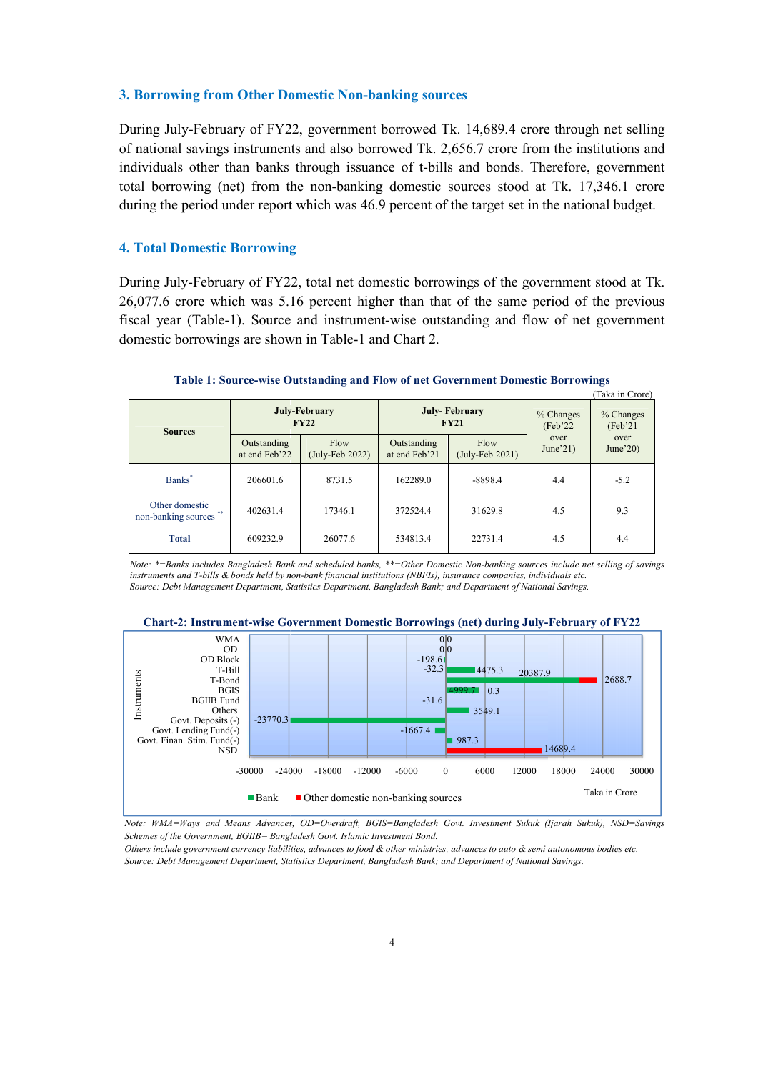### 3. Borrowing from Other Domestic Non-banking sources

During July-February of FY22, government borrowed Tk. 14,689.4 crore through net selling of national savings instruments and also borrowed Tk. 2,656.7 crore from the institutions and individuals other than banks through issuance of t-bills and bonds. Therefore, government total borrowing (net) from the non-banking domestic sources stood at Tk. 17,346.1 crore during the period under report which was 46.9 percent of the target set in the national budget.

### 4. Total Domestic Borrowing

During July-February of FY22, total net domestic borrowings of the government stood at Tk. 26,077.6 crore which was 5.16 percent higher than that of the same period of the previous fiscal year (Table-1). Source and instrument-wise outstanding and flow of net government domestic borrowings are shown in Table-1 and Chart 2.

**Table 1: Source-wise Outstanding and Flow of net Government Domestic Borrowings**

(Taka in Crore)

| Sources | July-February FY22 | | July- February FY21 | | % Changes (Feb'22 over June'21) | % Changes (Feb'21 over June'20) |
|---|---|---|---|---|---|---|
| | Outstanding at end Feb'22 | Flow (July-Feb 2022) | Outstanding at end Feb'21 | Flow (July-Feb 2021) | | |
| Banks* | 206601.6 | 8731.5 | 162289.0 | -8898.4 | 4.4 | -5.2 |
| Other domestic non-banking sources ** | 402631.4 | 17346.1 | 372524.4 | 31629.8 | 4.5 | 9.3 |
| **Total** | 609232.9 | 26077.6 | 534813.4 | 22731.4 | 4.5 | 4.4 |

*Note: *=Banks includes Bangladesh Bank and scheduled banks, **=Other Domestic Non-banking sources include net selling of savings instruments and T-bills & bonds held by non-bank financial institutions (NBFIs), insurance companies, individuals etc.*
*Source: Debt Management Department, Statistics Department, Bangladesh Bank; and Department of National Savings.*

**Chart-2: Instrument-wise Government Domestic Borrowings (net) during July-February of FY22**

| Instruments | Bank | Other domestic non-banking sources |
|---|---|---|
| WMA | 0 | |
| OD | 0 | |
| OD Block | -198.6 | |
| T-Bill | -32.3 | 4475.3 |
| T-Bond | 20387.9 | 2688.7 |
| BGIS | 4999.7 | 0.3 |
| BGIIB Fund | -31.6 | |
| Others | 3549.1 | |
| Govt. Deposits (-) | -23770.3 | |
| Govt. Lending Fund(-) | -1667.4 | |
| Govt. Finan. Stim. Fund(-) | 987.3 | |
| NSD | | 14689.4 |

Taka in Crore

*Note: WMA=Ways and Means Advances, OD=Overdraft, BGIS=Bangladesh Govt. Investment Sukuk (Ijarah Sukuk), NSD=Savings Schemes of the Government, BGIIB= Bangladesh Govt. Islamic Investment Bond.*
*Others include government currency liabilities, advances to food & other ministries, advances to auto & semi autonomous bodies etc.*
*Source: Debt Management Department, Statistics Department, Bangladesh Bank; and Department of National Savings.*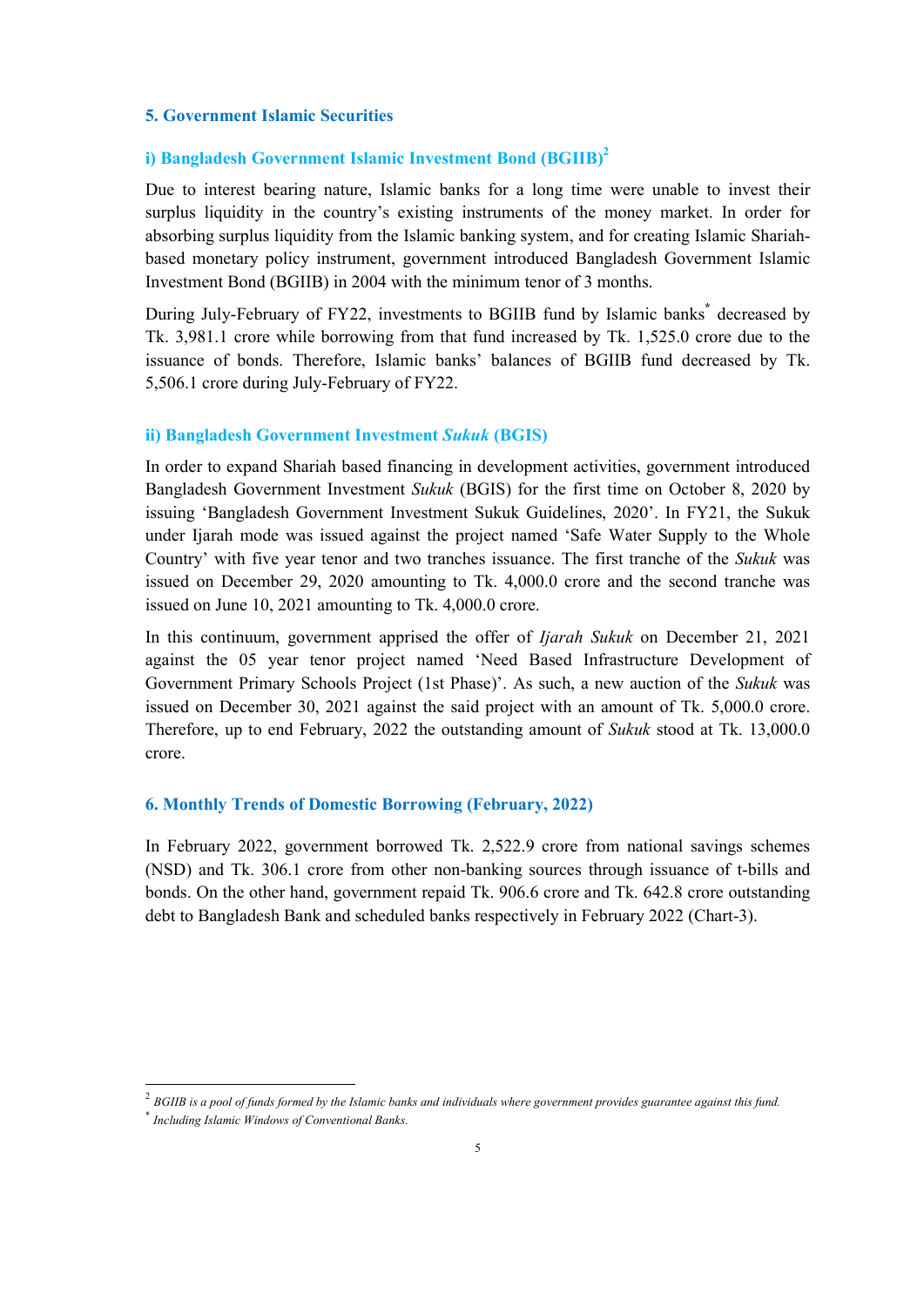## 5. Government Islamic Securities

### i) Bangladesh Government Islamic Investment Bond (BGIIB)[2]

Due to interest bearing nature, Islamic banks for a long time were unable to invest their surplus liquidity in the country's existing instruments of the money market. In order for absorbing surplus liquidity from the Islamic banking system, and for creating Islamic Shariah-based monetary policy instrument, government introduced Bangladesh Government Islamic Investment Bond (BGIIB) in 2004 with the minimum tenor of 3 months.

During July-February of FY22, investments to BGIIB fund by Islamic banks[*] decreased by Tk. 3,981.1 crore while borrowing from that fund increased by Tk. 1,525.0 crore due to the issuance of bonds. Therefore, Islamic banks' balances of BGIIB fund decreased by Tk. 5,506.1 crore during July-February of FY22.

### ii) Bangladesh Government Investment *Sukuk* (BGIS)

In order to expand Shariah based financing in development activities, government introduced Bangladesh Government Investment *Sukuk* (BGIS) for the first time on October 8, 2020 by issuing 'Bangladesh Government Investment Sukuk Guidelines, 2020'. In FY21, the Sukuk under Ijarah mode was issued against the project named 'Safe Water Supply to the Whole Country' with five year tenor and two tranches issuance. The first tranche of the *Sukuk* was issued on December 29, 2020 amounting to Tk. 4,000.0 crore and the second tranche was issued on June 10, 2021 amounting to Tk. 4,000.0 crore.

In this continuum, government apprised the offer of *Ijarah Sukuk* on December 21, 2021 against the 05 year tenor project named 'Need Based Infrastructure Development of Government Primary Schools Project (1st Phase)'. As such, a new auction of the *Sukuk* was issued on December 30, 2021 against the said project with an amount of Tk. 5,000.0 crore. Therefore, up to end February, 2022 the outstanding amount of *Sukuk* stood at Tk. 13,000.0 crore.

## 6. Monthly Trends of Domestic Borrowing (February, 2022)

In February 2022, government borrowed Tk. 2,522.9 crore from national savings schemes (NSD) and Tk. 306.1 crore from other non-banking sources through issuance of t-bills and bonds. On the other hand, government repaid Tk. 906.6 crore and Tk. 642.8 crore outstanding debt to Bangladesh Bank and scheduled banks respectively in February 2022 (Chart-3).

---

[2] *BGIIB is a pool of funds formed by the Islamic banks and individuals where government provides guarantee against this fund.*

[*] *Including Islamic Windows of Conventional Banks.*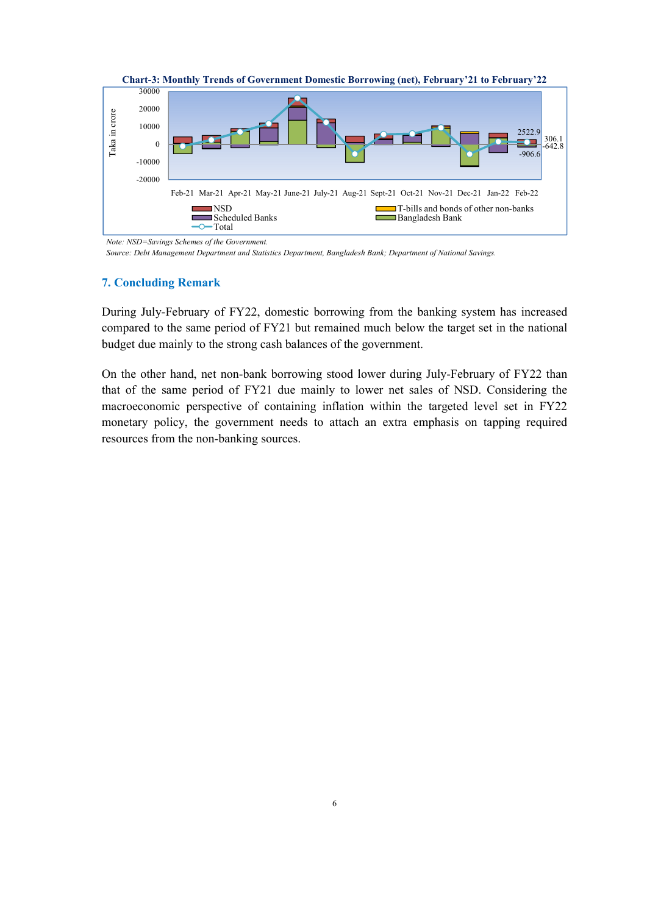**Chart-3: Monthly Trends of Government Domestic Borrowing (net), February'21 to February'22**

*Note: NSD=Savings Schemes of the Government.*

*Source: Debt Management Department and Statistics Department, Bangladesh Bank; Department of National Savings.*

## 7. Concluding Remark

During July-February of FY22, domestic borrowing from the banking system has increased compared to the same period of FY21 but remained much below the target set in the national budget due mainly to the strong cash balances of the government.

On the other hand, net non-bank borrowing stood lower during July-February of FY22 than that of the same period of FY21 due mainly to lower net sales of NSD. Considering the macroeconomic perspective of containing inflation within the targeted level set in FY22 monetary policy, the government needs to attach an extra emphasis on tapping required resources from the non-banking sources.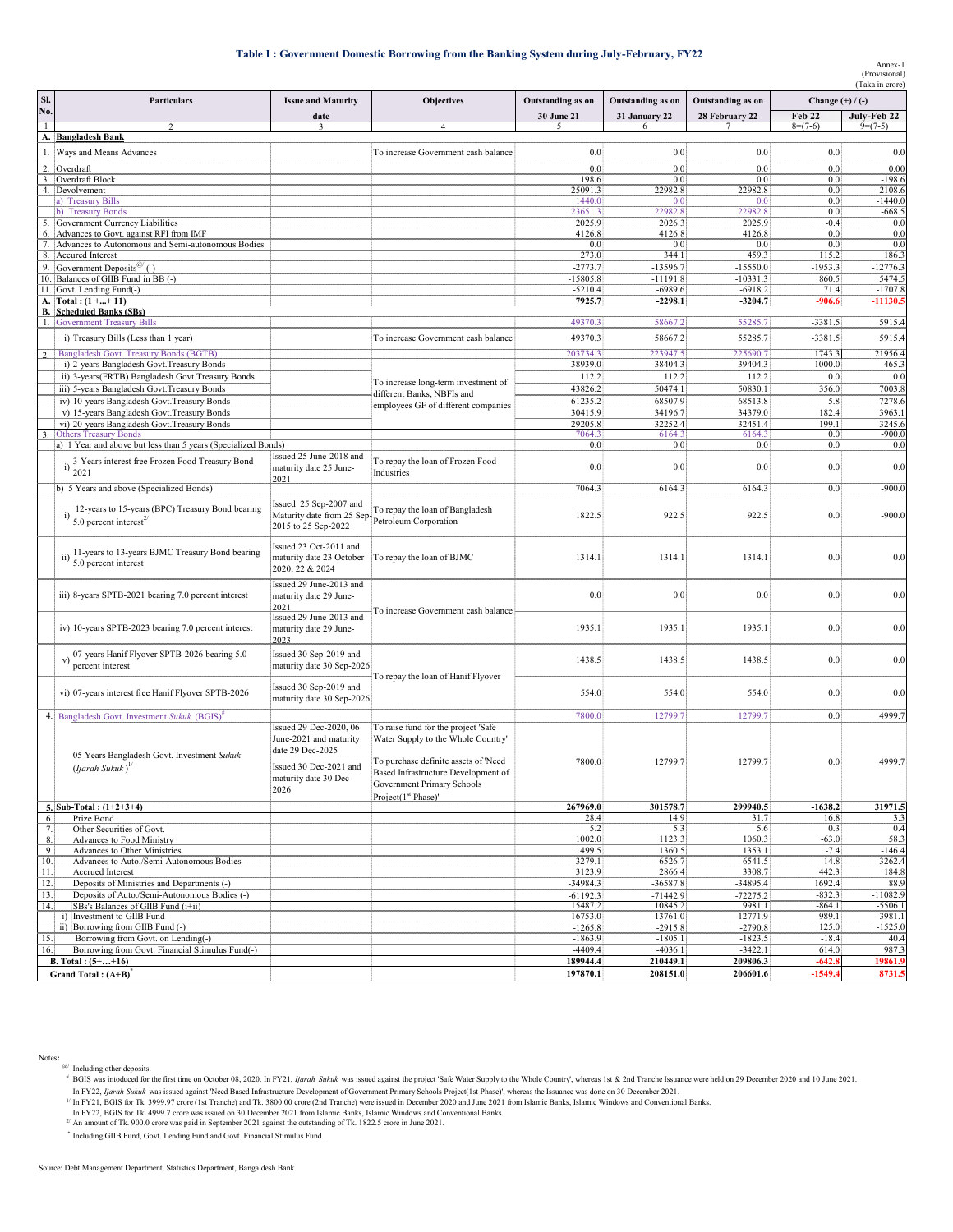### Table I : Government Domestic Borrowing from the Banking System during July-February, FY22

Annex-1
(Provisional)
(Taka in crore)

| Sl. No. | Particulars | Issue and Maturity date | Objectives | Outstanding as on 30 June 21 | Outstanding as on 31 January 22 | Outstanding as on 28 February 22 | Change (+) / (-) Feb 22 | Change (+) / (-) July-Feb 22 |
|---|---|---|---|---|---|---|---|---|
| 1 | 2 | 3 | 4 | 5 | 6 | 7 | 8=(7-6) | 9=(7-5) |
| **A.** | **Bangladesh Bank** | | | | | | | |
| 1. | Ways and Means Advances | | To increase Government cash balance | 0.0 | 0.0 | 0.0 | 0.0 | 0.0 |
| 2. | Overdraft | | | 0.0 | 0.0 | 0.0 | 0.0 | 0.00 |
| 3. | Overdraft Block | | | 198.6 | 0.0 | 0.0 | 0.0 | -198.6 |
| 4. | Devolvement | | | 25091.3 | 22982.8 | 22982.8 | 0.0 | -2108.6 |
| | a) Treasury Bills | | | 1440.0 | 0.0 | 0.0 | 0.0 | -1440.0 |
| | b) Treasury Bonds | | | 23651.3 | 22982.8 | 22982.8 | 0.0 | -668.5 |
| 5. | Government Currency Liabilities | | | 2025.9 | 2026.3 | 2025.9 | -0.4 | 0.0 |
| 6. | Advances to Govt. against RFI from IMF | | | 4126.8 | 4126.8 | 4126.8 | 0.0 | 0.0 |
| 7. | Advances to Autonomous and Semi-autonomous Bodies | | | 0.0 | 0.0 | 0.0 | 0.0 | 0.0 |
| 8. | Accured Interest | | | 273.0 | 344.1 | 459.3 | 115.2 | 186.3 |
| 9. | Government Deposits[@] (-) | | | -2773.7 | -13596.7 | -15550.0 | -1953.3 | -12776.3 |
| 10. | Balances of GIIB Fund in BB (-) | | | -15805.8 | -11191.8 | -10331.3 | 860.5 | 5474.5 |
| 11. | Govt. Lending Fund(-) | | | -5210.4 | -6989.6 | -6918.2 | 71.4 | -1707.8 |
| **A.** | **Total : (1 +...+ 11)** | | | **7925.7** | **-2298.1** | **-3204.7** | **-906.6** | **-11130.5** |
| **B.** | **Scheduled Banks (SBs)** | | | | | | | |
| 1. | Government Treasury Bills | | | 49370.3 | 58667.2 | 55285.7 | -3381.5 | 5915.4 |
| | i) Treasury Bills (Less than 1 year) | | To increase Government cash balance | 49370.3 | 58667.2 | 55285.7 | -3381.5 | 5915.4 |
| 2. | Bangladesh Govt. Treasury Bonds (BGTB) | | | 203734.3 | 223947.5 | 225690.7 | 1743.3 | 21956.4 |
| | i) 2-years Bangladesh Govt.Treasury Bonds | | To increase long-term investment of different Banks, NBFIs and employees GF of different companies | 38939.0 | 38404.3 | 39404.3 | 1000.0 | 465.3 |
| | ii) 3-years(FRTB) Bangladesh Govt.Treasury Bonds | | | 112.2 | 112.2 | 112.2 | 0.0 | 0.0 |
| | iii) 5-years Bangladesh Govt.Treasury Bonds | | | 43826.2 | 50474.1 | 50830.1 | 356.0 | 7003.8 |
| | iv) 10-years Bangladesh Govt.Treasury Bonds | | | 61235.2 | 68507.9 | 68513.8 | 5.8 | 7278.6 |
| | v) 15-years Bangladesh Govt.Treasury Bonds | | | 30415.9 | 34196.7 | 34379.0 | 182.4 | 3963.1 |
| | vi) 20-years Bangladesh Govt.Treasury Bonds | | | 29205.8 | 32252.4 | 32451.4 | 199.1 | 3245.6 |
| 3. | Others Treasury Bonds | | | 7064.3 | 6164.3 | 6164.3 | 0.0 | -900.0 |
| | a) 1 Year and above but less than 5 years (Specialized Bonds) | | | 0.0 | 0.0 | 0.0 | 0.0 | 0.0 |
| | i) 3-Years interest free Frozen Food Treasury Bond 2021 | Issued 25 June-2018 and maturity date 25 June-2021 | To repay the loan of Frozen Food Industries | 0.0 | 0.0 | 0.0 | 0.0 | 0.0 |
| | b) 5 Years and above (Specialized Bonds) | | | 7064.3 | 6164.3 | 6164.3 | 0.0 | -900.0 |
| | i) 12-years to 15-years (BPC) Treasury Bond bearing 5.0 percent interest[2/] | Issued 25 Sep-2007 and Maturity date from 25 Sep-2015 to 25 Sep-2022 | To repay the loan of Bangladesh Petroleum Corporation | 1822.5 | 922.5 | 922.5 | 0.0 | -900.0 |
| | ii) 11-years to 13-years BJMC Treasury Bond bearing 5.0 percent interest | Issued 23 Oct-2011 and maturity date 23 October 2020, 22 & 2024 | To repay the loan of BJMC | 1314.1 | 1314.1 | 1314.1 | 0.0 | 0.0 |
| | iii) 8-years SPTB-2021 bearing 7.0 percent interest | Issued 29 June-2013 and maturity date 29 June-2021 | To increase Government cash balance | 0.0 | 0.0 | 0.0 | 0.0 | 0.0 |
| | iv) 10-years SPTB-2023 bearing 7.0 percent interest | Issued 29 June-2013 and maturity date 29 June-2023 | | 1935.1 | 1935.1 | 1935.1 | 0.0 | 0.0 |
| | v) 07-years Hanif Flyover SPTB-2026 bearing 5.0 percent interest | Issued 30 Sep-2019 and maturity date 30 Sep-2026 | To repay the loan of Hanif Flyover | 1438.5 | 1438.5 | 1438.5 | 0.0 | 0.0 |
| | vi) 07-years interest free Hanif Flyover SPTB-2026 | Issued 30 Sep-2019 and maturity date 30 Sep-2026 | | 554.0 | 554.0 | 554.0 | 0.0 | 0.0 |
| 4. | Bangladesh Govt. Investment *Sukuk* (BGIS)[#] | | | 7800.0 | 12799.7 | 12799.7 | 0.0 | 4999.7 |
| | 05 Years Bangladesh Govt. Investment *Sukuk* (*Ijarah Sukuk*)[1/] | Issued 29 Dec-2020, 06 June-2021 and maturity date 29 Dec-2025; Issued 30 Dec-2021 and maturity date 30 Dec-2026 | To raise fund for the project 'Safe Water Supply to the Whole Country'; To purchase definite assets of 'Need Based Infrastructure Development of Government Primary Schools Project(1st Phase)' | 7800.0 | 12799.7 | 12799.7 | 0.0 | 4999.7 |
| **5.** | **Sub-Total : (1+2+3+4)** | | | **267969.0** | **301578.7** | **299940.5** | **-1638.2** | **31971.5** |
| 6. | Prize Bond | | | 28.4 | 14.9 | 31.7 | 16.8 | 3.3 |
| 7. | Other Securities of Govt. | | | 5.2 | 5.3 | 5.6 | 0.3 | 0.4 |
| 8. | Advances to Food Ministry | | | 1002.0 | 1123.3 | 1060.3 | -63.0 | 58.3 |
| 9. | Advances to Other Ministries | | | 1499.5 | 1360.5 | 1353.1 | -7.4 | -146.4 |
| 10. | Advances to Auto./Semi-Autonomous Bodies | | | 3279.1 | 6526.7 | 6541.5 | 14.8 | 3262.4 |
| 11. | Accrued Interest | | | 3123.9 | 2866.4 | 3308.7 | 442.3 | 184.8 |
| 12. | Deposits of Ministries and Departments (-) | | | -34984.3 | -36587.8 | -34895.4 | 1692.4 | 88.9 |
| 13. | Deposits of Auto./Semi-Autonomous Bodies (-) | | | -61192.3 | -71442.9 | -72275.2 | -832.3 | -11082.9 |
| 14. | SBs's Balances of GIIB Fund (i+ii) | | | 15487.2 | 10845.2 | 9981.1 | -864.1 | -5506.1 |
| | i) Investment to GIIB Fund | | | 16753.0 | 13761.0 | 12771.9 | -989.1 | -3981.1 |
| | ii) Borrowing from GIIB Fund (-) | | | -1265.8 | -2915.8 | -2790.8 | 125.0 | -1525.0 |
| 15. | Borrowing from Govt. on Lending(-) | | | -1863.9 | -1805.1 | -1823.5 | -18.4 | 40.4 |
| 16. | Borrowing from Govt. Financial Stimulus Fund(-) | | | -4409.4 | -4036.1 | -3422.1 | 614.0 | 987.3 |
| **B.** | **Total : (5+…+16)** | | | **189944.4** | **210449.1** | **209806.3** | **-642.8** | **19861.9** |
| | **Grand Total : (A+B)[*]** | | | **197870.1** | **208151.0** | **206601.6** | **-1549.4** | **8731.5** |

Notes:

[@] Including other deposits.

[#] BGIS was intoduced for the first time on October 08, 2020. In FY21, *Ijarah Sukuk* was issued against the project 'Safe Water Supply to the Whole Country', whereas 1st & 2nd Tranche Issuance were held on 29 December 2020 and 10 June 2021. In FY22, *Ijarah Sukuk* was issued against 'Need Based Infrastructure Development of Government Primary Schools Project(1st Phase)', whereas the Issuance was done on 30 December 2021.

[1/] In FY21, BGIS for Tk. 3999.97 crore (1st Tranche) and Tk. 3800.00 crore (2nd Tranche) were issued in December 2020 and June 2021 from Islamic Banks, Islamic Windows and Conventional Banks. In FY22, BGIS for Tk. 4999.7 crore was issued on 30 December 2021 from Islamic Banks, Islamic Windows and Conventional Banks.

[2/] An amount of Tk. 900.0 crore was paid in September 2021 against the outstanding of Tk. 1822.5 crore in June 2021.

[*] Including GIIB Fund, Govt. Lending Fund and Govt. Financial Stimulus Fund.

Source: Debt Management Department, Statistics Department, Bangladesh Bank.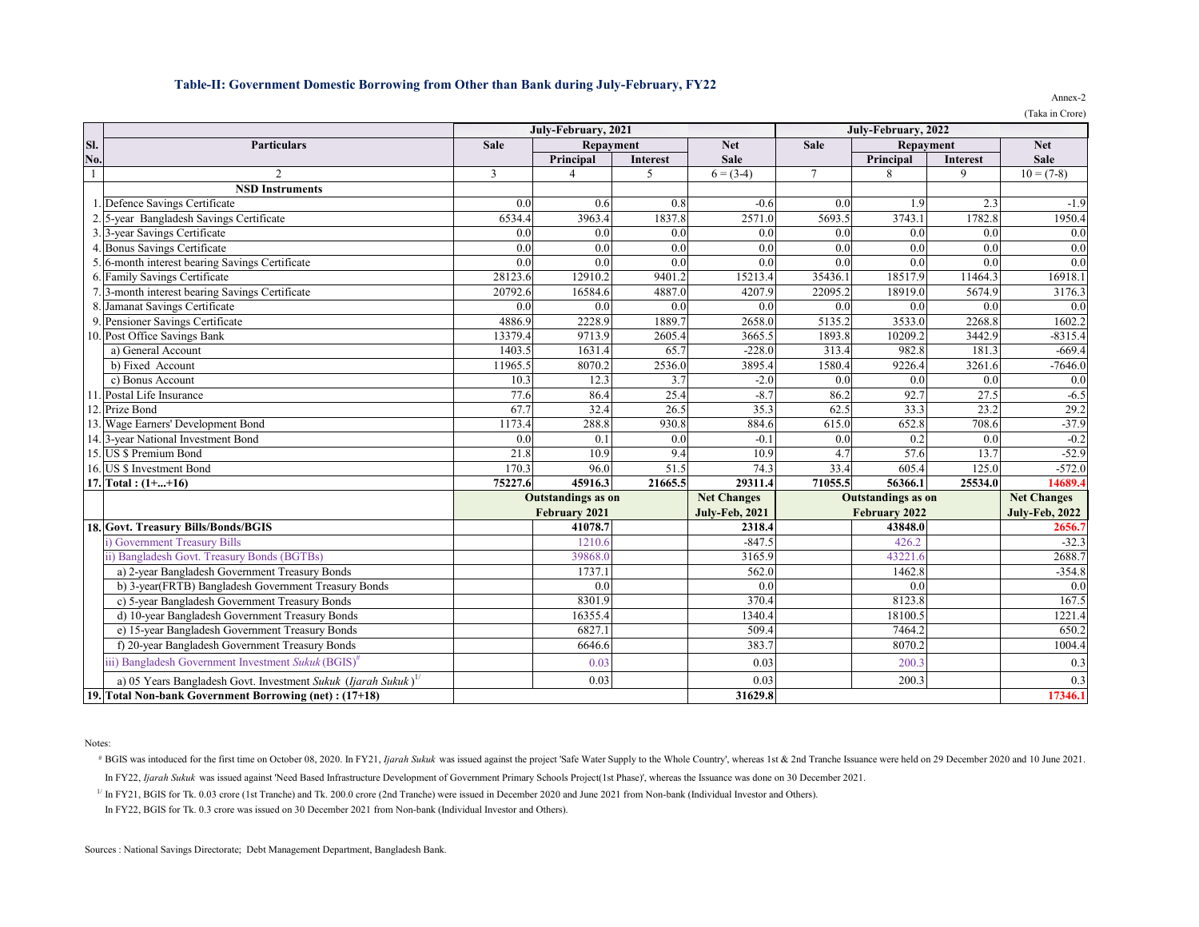## Table-II: Government Domestic Borrowing from Other than Bank during July-February, FY22

Annex-2

(Taka in Crore)

| Sl. No. | Particulars | July-February, 2021 | | | | July-February, 2022 | | | |
|---|---|---|---|---|---|---|---|---|---|
| | | Sale | Repayment | | Net Sale | Sale | Repayment | | Net Sale |
| | | | Principal | Interest | | | Principal | Interest | |
| 1 | 2 | 3 | 4 | 5 | 6 = (3-4) | 7 | 8 | 9 | 10 = (7-8) |
| | **NSD Instruments** | | | | | | | | |
| 1. | Defence Savings Certificate | 0.0 | 0.6 | 0.8 | -0.6 | 0.0 | 1.9 | 2.3 | -1.9 |
| 2. | 5-year Bangladesh Savings Certificate | 6534.4 | 3963.4 | 1837.8 | 2571.0 | 5693.5 | 3743.1 | 1782.8 | 1950.4 |
| 3. | 3-year Savings Certificate | 0.0 | 0.0 | 0.0 | 0.0 | 0.0 | 0.0 | 0.0 | 0.0 |
| 4. | Bonus Savings Certificate | 0.0 | 0.0 | 0.0 | 0.0 | 0.0 | 0.0 | 0.0 | 0.0 |
| 5. | 6-month interest bearing Savings Certificate | 0.0 | 0.0 | 0.0 | 0.0 | 0.0 | 0.0 | 0.0 | 0.0 |
| 6. | Family Savings Certificate | 28123.6 | 12910.2 | 9401.2 | 15213.4 | 35436.1 | 18517.9 | 11464.3 | 16918.1 |
| 7. | 3-month interest bearing Savings Certificate | 20792.6 | 16584.6 | 4887.0 | 4207.9 | 22095.2 | 18919.0 | 5674.9 | 3176.3 |
| 8. | Jamanat Savings Certificate | 0.0 | 0.0 | 0.0 | 0.0 | 0.0 | 0.0 | 0.0 | 0.0 |
| 9. | Pensioner Savings Certificate | 4886.9 | 2228.9 | 1889.7 | 2658.0 | 5135.2 | 3533.0 | 2268.8 | 1602.2 |
| 10. | Post Office Savings Bank | 13379.4 | 9713.9 | 2605.4 | 3665.5 | 1893.8 | 10209.2 | 3442.9 | -8315.4 |
| | a) General Account | 1403.5 | 1631.4 | 65.7 | -228.0 | 313.4 | 982.8 | 181.3 | -669.4 |
| | b) Fixed Account | 11965.5 | 8070.2 | 2536.0 | 3895.4 | 1580.4 | 9226.4 | 3261.6 | -7646.0 |
| | c) Bonus Account | 10.3 | 12.3 | 3.7 | -2.0 | 0.0 | 0.0 | 0.0 | 0.0 |
| 11. | Postal Life Insurance | 77.6 | 86.4 | 25.4 | -8.7 | 86.2 | 92.7 | 27.5 | -6.5 |
| 12. | Prize Bond | 67.7 | 32.4 | 26.5 | 35.3 | 62.5 | 33.3 | 23.2 | 29.2 |
| 13. | Wage Earners' Development Bond | 1173.4 | 288.8 | 930.8 | 884.6 | 615.0 | 652.8 | 708.6 | -37.9 |
| 14. | 3-year National Investment Bond | 0.0 | 0.1 | 0.0 | -0.1 | 0.0 | 0.2 | 0.0 | -0.2 |
| 15. | US $ Premium Bond | 21.8 | 10.9 | 9.4 | 10.9 | 4.7 | 57.6 | 13.7 | -52.9 |
| 16. | US $ Investment Bond | 170.3 | 96.0 | 51.5 | 74.3 | 33.4 | 605.4 | 125.0 | -572.0 |
| **17.** | **Total : (1+...+16)** | **75227.6** | **45916.3** | **21665.5** | **29311.4** | **71055.5** | **56366.1** | **25534.0** | **14689.4** |
| | | | **Outstandings as on February 2021** | | **Net Changes July-Feb, 2021** | | **Outstandings as on February 2022** | | **Net Changes July-Feb, 2022** |
| **18.** | **Govt. Treasury Bills/Bonds/BGIS** | | **41078.7** | | **2318.4** | | **43848.0** | | **2656.7** |
| | i) Government Treasury Bills | | 1210.6 | | -847.5 | | 426.2 | | -32.3 |
| | ii) Bangladesh Govt. Treasury Bonds (BGTBs) | | 39868.0 | | 3165.9 | | 43221.6 | | 2688.7 |
| | a) 2-year Bangladesh Government Treasury Bonds | | 1737.1 | | 562.0 | | 1462.8 | | -354.8 |
| | b) 3-year(FRTB) Bangladesh Government Treasury Bonds | | 0.0 | | 0.0 | | 0.0 | | 0.0 |
| | c) 5-year Bangladesh Government Treasury Bonds | | 8301.9 | | 370.4 | | 8123.8 | | 167.5 |
| | d) 10-year Bangladesh Government Treasury Bonds | | 16355.4 | | 1340.4 | | 18100.5 | | 1221.4 |
| | e) 15-year Bangladesh Government Treasury Bonds | | 6827.1 | | 509.4 | | 7464.2 | | 650.2 |
| | f) 20-year Bangladesh Government Treasury Bonds | | 6646.6 | | 383.7 | | 8070.2 | | 1004.4 |
| | iii) Bangladesh Government Investment *Sukuk* (BGIS)[#] | | 0.03 | | 0.03 | | 200.3 | | 0.3 |
| | a) 05 Years Bangladesh Govt. Investment *Sukuk* (*Ijarah Sukuk*)[1/] | | 0.03 | | 0.03 | | 200.3 | | 0.3 |
| **19.** | **Total Non-bank Government Borrowing (net) : (17+18)** | | | | **31629.8** | | | | **17346.1** |

Notes:

[#] BGIS was intoduced for the first time on October 08, 2020. In FY21, *Ijarah Sukuk* was issued against the project 'Safe Water Supply to the Whole Country', whereas 1st & 2nd Tranche Issuance were held on 29 December 2020 and 10 June 2021.

In FY22, *Ijarah Sukuk* was issued against 'Need Based Infrastructure Development of Government Primary Schools Project(1st Phase)', whereas the Issuance was done on 30 December 2021.

[1/] In FY21, BGIS for Tk. 0.03 crore (1st Tranche) and Tk. 200.0 crore (2nd Tranche) were issued in December 2020 and June 2021 from Non-bank (Individual Investor and Others).

In FY22, BGIS for Tk. 0.3 crore was issued on 30 December 2021 from Non-bank (Individual Investor and Others).

Sources : National Savings Directorate; Debt Management Department, Bangladesh Bank.